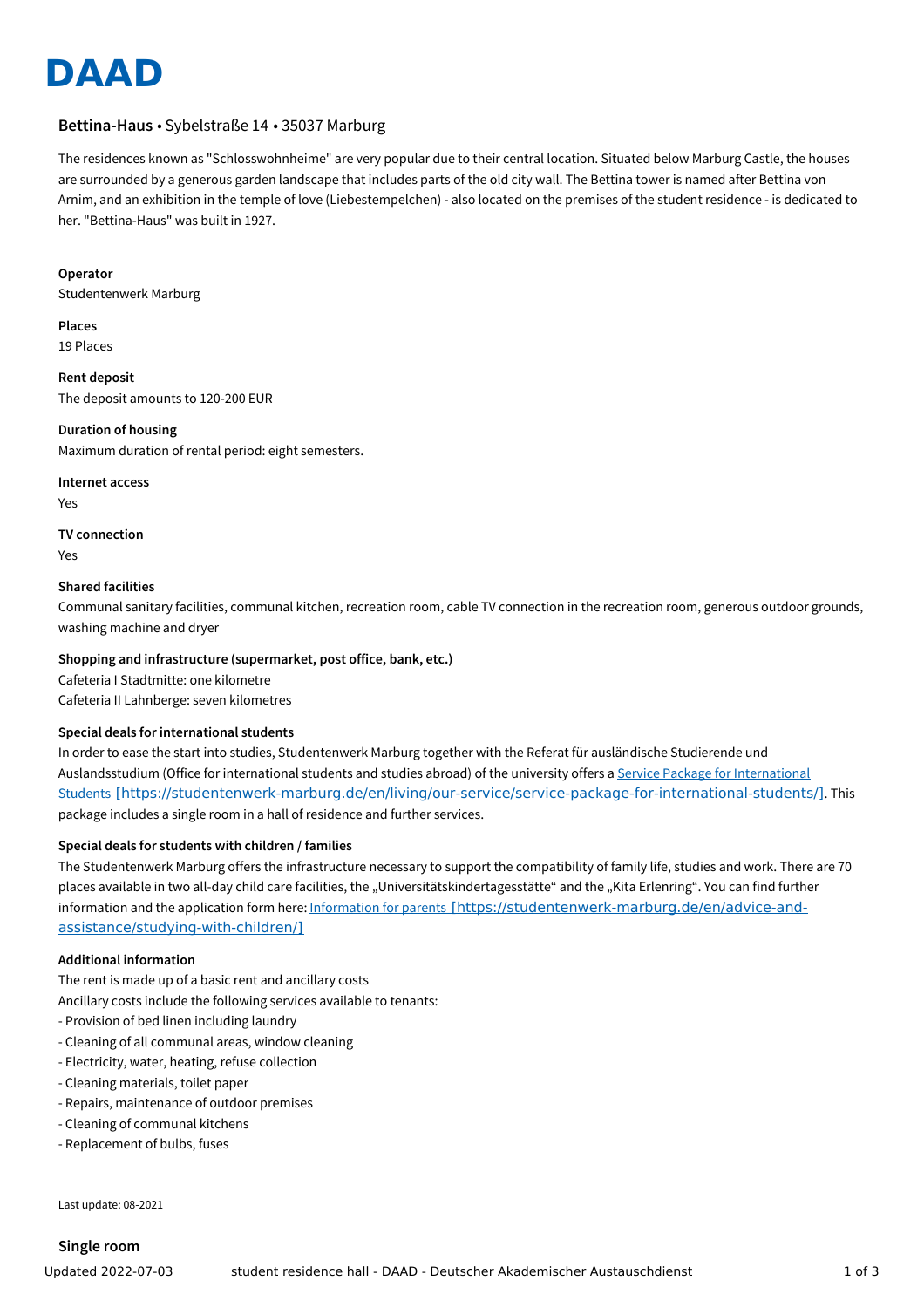# DAAD

**Bettina-Haus** • Sybelstraße 14 • 35037 Marburg

The residences known as "Schlosswohnheime" are very popular due to their central location. Situated below Marburg Castle, the houses are surrounded by a generous garden landscape that includes parts of the old city wall. The Bettina tower is named after Bettina von Arnim, and an exhibition in the temple of love (Liebestempelchen) - also located on the premises of the student residence - is dedicated to her. "Bettina-Haus" was built in 1927.

**Operator**
Studentenwerk Marburg

**Places**
19 Places

**Rent deposit**
The deposit amounts to 120-200 EUR

**Duration of housing**
Maximum duration of rental period: eight semesters.

**Internet access**
Yes

**TV connection**
Yes

**Shared facilities**
Communal sanitary facilities, communal kitchen, recreation room, cable TV connection in the recreation room, generous outdoor grounds, washing machine and dryer

**Shopping and infrastructure (supermarket, post office, bank, etc.)**
Cafeteria I Stadtmitte: one kilometre
Cafeteria II Lahnberge: seven kilometres

**Special deals for international students**
In order to ease the start into studies, Studentenwerk Marburg together with the Referat für ausländische Studierende und Auslandsstudium (Office for international students and studies abroad) of the university offers a Service Package for International Students [https://studentenwerk-marburg.de/en/living/our-service/service-package-for-international-students/]. This package includes a single room in a hall of residence and further services.

**Special deals for students with children / families**
The Studentenwerk Marburg offers the infrastructure necessary to support the compatibility of family life, studies and work. There are 70 places available in two all-day child care facilities, the „Universitätskindertagesstätte“ and the „Kita Erlenring“. You can find further information and the application form here: Information for parents [https://studentenwerk-marburg.de/en/advice-and-assistance/studying-with-children/]

**Additional information**
The rent is made up of a basic rent and ancillary costs
Ancillary costs include the following services available to tenants:
- Provision of bed linen including laundry
- Cleaning of all communal areas, window cleaning
- Electricity, water, heating, refuse collection
- Cleaning materials, toilet paper
- Repairs, maintenance of outdoor premises
- Cleaning of communal kitchens
- Replacement of bulbs, fuses

Last update: 08-2021

**Single room**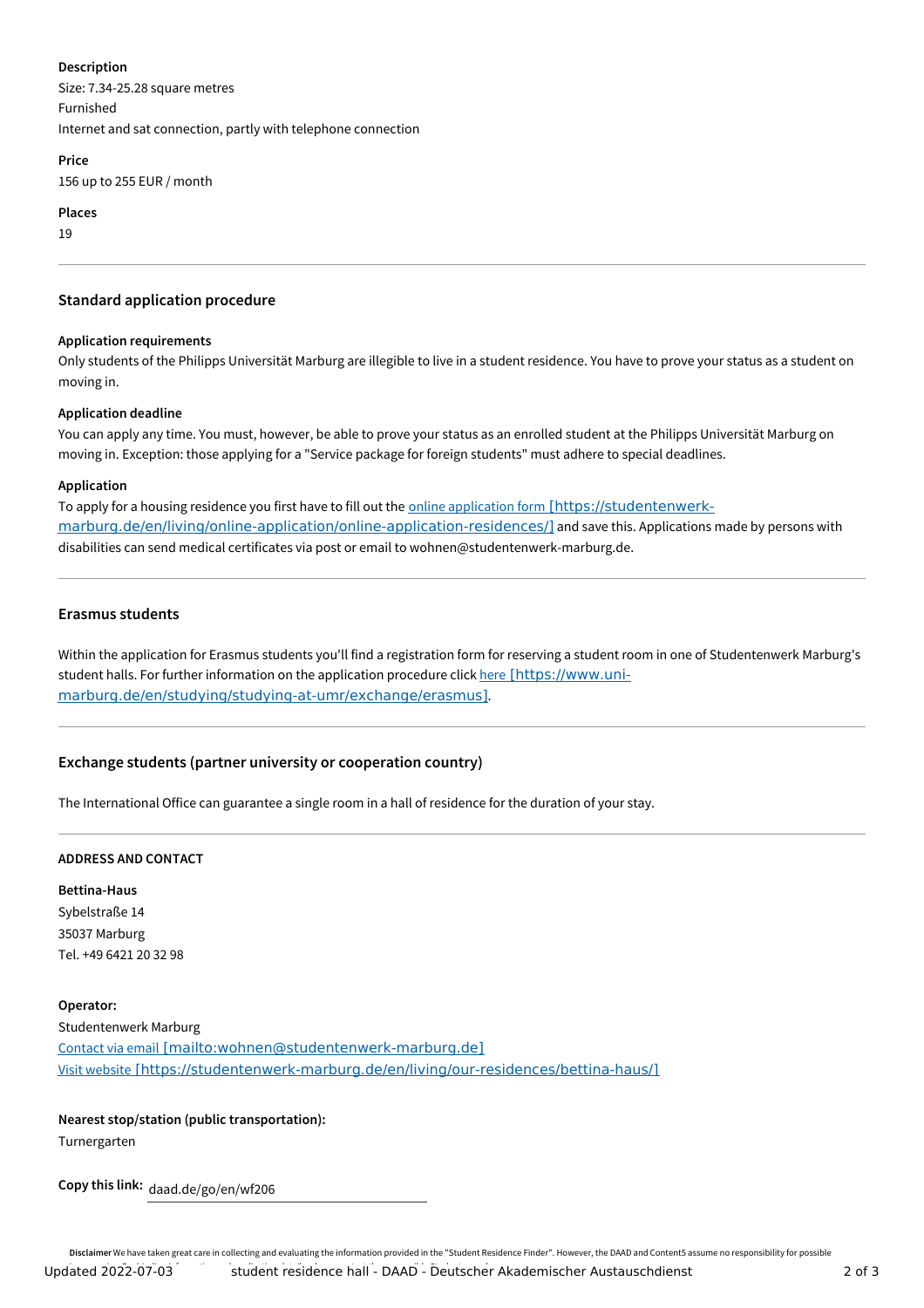**Description**
Size: 7.34-25.28 square metres
Furnished
Internet and sat connection, partly with telephone connection

**Price**
156 up to 255 EUR / month

**Places**
19

---

### Standard application procedure

**Application requirements**
Only students of the Philipps Universität Marburg are illegible to live in a student residence. You have to prove your status as a student on moving in.

**Application deadline**
You can apply any time. You must, however, be able to prove your status as an enrolled student at the Philipps Universität Marburg on moving in. Exception: those applying for a "Service package for foreign students" must adhere to special deadlines.

**Application**
To apply for a housing residence you first have to fill out the online application form [https://studentenwerk-marburg.de/en/living/online-application/online-application-residences/] and save this. Applications made by persons with disabilities can send medical certificates via post or email to wohnen@studentenwerk-marburg.de.

---

### Erasmus students

Within the application for Erasmus students you'll find a registration form for reserving a student room in one of Studentenwerk Marburg's student halls. For further information on the application procedure click here [https://www.uni-marburg.de/en/studying/studying-at-umr/exchange/erasmus].

---

### Exchange students (partner university or cooperation country)

The International Office can guarantee a single room in a hall of residence for the duration of your stay.

---

**ADDRESS AND CONTACT**

**Bettina-Haus**
Sybelstraße 14
35037 Marburg
Tel. +49 6421 20 32 98

**Operator:**
Studentenwerk Marburg
Contact via email [mailto:wohnen@studentenwerk-marburg.de]
Visit website [https://studentenwerk-marburg.de/en/living/our-residences/bettina-haus/]

**Nearest stop/station (public transportation):**
Turnergarten

**Copy this link:** daad.de/go/en/wf206

**Disclaimer** We have taken great care in collecting and evaluating the information provided in the "Student Residence Finder". However, the DAAD and Content5 assume no responsibility for possible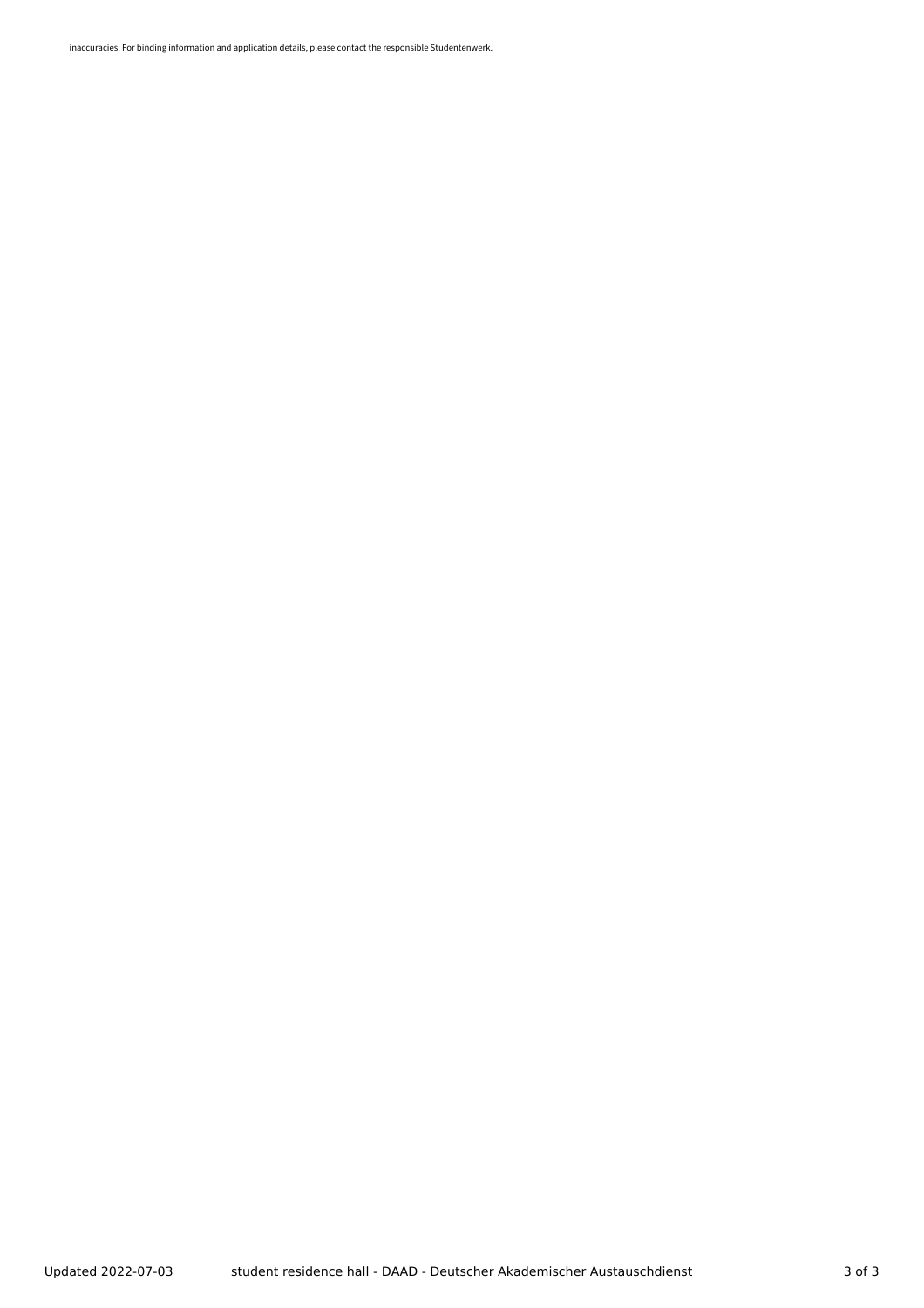inaccuracies. For binding information and application details, please contact the responsible Studentenwerk.